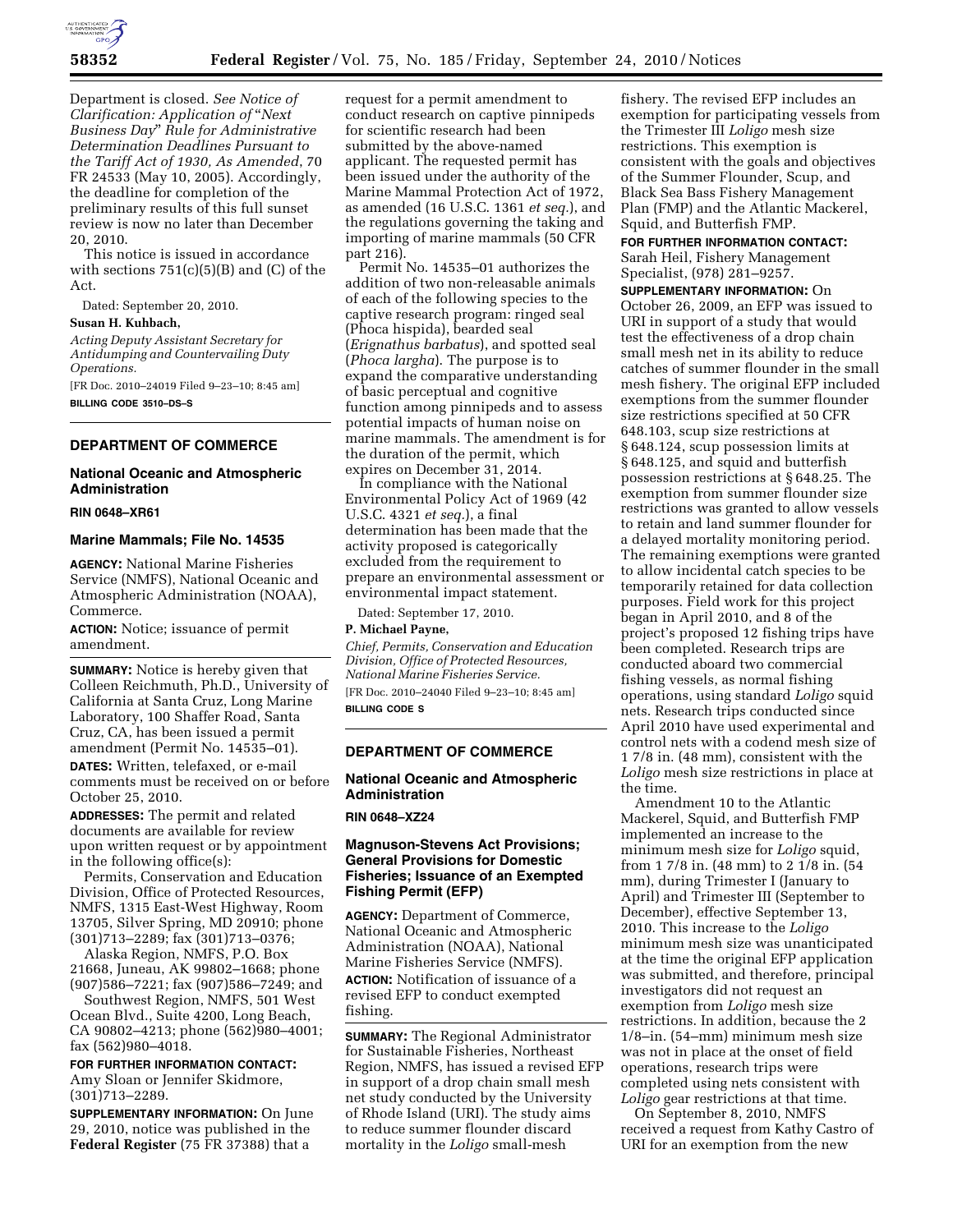Department is closed. *See Notice of Clarification: Application of "Next Business Day" Rule for Administrative Determination Deadlines Pursuant to the Tariff Act of 1930, As Amended*, 70 FR 24533 (May 10, 2005). Accordingly, the deadline for completion of the preliminary results of this full sunset review is now no later than December 20, 2010.

This notice is issued in accordance with sections 751(c)(5)(B) and (C) of the Act.

Dated: September 20, 2010.

**Susan H. Kuhbach,**

*Acting Deputy Assistant Secretary for Antidumping and Countervailing Duty Operations.*

[FR Doc. 2010–24019 Filed 9–23–10; 8:45 am]

**BILLING CODE 3510–DS–S**

## DEPARTMENT OF COMMERCE

### National Oceanic and Atmospheric Administration

**RIN 0648–XR61**

### Marine Mammals; File No. 14535

**AGENCY:** National Marine Fisheries Service (NMFS), National Oceanic and Atmospheric Administration (NOAA), Commerce.

**ACTION:** Notice; issuance of permit amendment.

**SUMMARY:** Notice is hereby given that Colleen Reichmuth, Ph.D., University of California at Santa Cruz, Long Marine Laboratory, 100 Shaffer Road, Santa Cruz, CA, has been issued a permit amendment (Permit No. 14535–01).

**DATES:** Written, telefaxed, or e-mail comments must be received on or before October 25, 2010.

**ADDRESSES:** The permit and related documents are available for review upon written request or by appointment in the following office(s):

Permits, Conservation and Education Division, Office of Protected Resources, NMFS, 1315 East-West Highway, Room 13705, Silver Spring, MD 20910; phone (301)713–2289; fax (301)713–0376;

Alaska Region, NMFS, P.O. Box 21668, Juneau, AK 99802–1668; phone (907)586–7221; fax (907)586–7249; and

Southwest Region, NMFS, 501 West Ocean Blvd., Suite 4200, Long Beach, CA 90802–4213; phone (562)980–4001; fax (562)980–4018.

**FOR FURTHER INFORMATION CONTACT:** Amy Sloan or Jennifer Skidmore, (301)713–2289.

**SUPPLEMENTARY INFORMATION:** On June 29, 2010, notice was published in the **Federal Register** (75 FR 37388) that a request for a permit amendment to conduct research on captive pinnipeds for scientific research had been submitted by the above-named applicant. The requested permit has been issued under the authority of the Marine Mammal Protection Act of 1972, as amended (16 U.S.C. 1361 *et seq.*), and the regulations governing the taking and importing of marine mammals (50 CFR part 216).

Permit No. 14535–01 authorizes the addition of two non-releasable animals of each of the following species to the captive research program: ringed seal (Phoca hispida), bearded seal (*Erignathus barbatus*), and spotted seal (*Phoca largha*). The purpose is to expand the comparative understanding of basic perceptual and cognitive function among pinnipeds and to assess potential impacts of human noise on marine mammals. The amendment is for the duration of the permit, which expires on December 31, 2014.

In compliance with the National Environmental Policy Act of 1969 (42 U.S.C. 4321 *et seq.*), a final determination has been made that the activity proposed is categorically excluded from the requirement to prepare an environmental assessment or environmental impact statement.

Dated: September 17, 2010.

**P. Michael Payne,**

*Chief, Permits, Conservation and Education Division, Office of Protected Resources, National Marine Fisheries Service.*

[FR Doc. 2010–24040 Filed 9–23–10; 8:45 am]

**BILLING CODE S**

## DEPARTMENT OF COMMERCE

### National Oceanic and Atmospheric Administration

**RIN 0648–XZ24**

### Magnuson-Stevens Act Provisions; General Provisions for Domestic Fisheries; Issuance of an Exempted Fishing Permit (EFP)

**AGENCY:** Department of Commerce, National Oceanic and Atmospheric Administration (NOAA), National Marine Fisheries Service (NMFS).

**ACTION:** Notification of issuance of a revised EFP to conduct exempted fishing.

**SUMMARY:** The Regional Administrator for Sustainable Fisheries, Northeast Region, NMFS, has issued a revised EFP in support of a drop chain small mesh net study conducted by the University of Rhode Island (URI). The study aims to reduce summer flounder discard mortality in the *Loligo* small-mesh fishery. The revised EFP includes an exemption for participating vessels from the Trimester III *Loligo* mesh size restrictions. This exemption is consistent with the goals and objectives of the Summer Flounder, Scup, and Black Sea Bass Fishery Management Plan (FMP) and the Atlantic Mackerel, Squid, and Butterfish FMP.

**FOR FURTHER INFORMATION CONTACT:** Sarah Heil, Fishery Management Specialist, (978) 281–9257.

**SUPPLEMENTARY INFORMATION:** On October 26, 2009, an EFP was issued to URI in support of a study that would test the effectiveness of a drop chain small mesh net in its ability to reduce catches of summer flounder in the small mesh fishery. The original EFP included exemptions from the summer flounder size restrictions specified at 50 CFR 648.103, scup size restrictions at § 648.124, scup possession limits at § 648.125, and squid and butterfish possession restrictions at § 648.25. The exemption from summer flounder size restrictions was granted to allow vessels to retain and land summer flounder for a delayed mortality monitoring period. The remaining exemptions were granted to allow incidental catch species to be temporarily retained for data collection purposes. Field work for this project began in April 2010, and 8 of the project's proposed 12 fishing trips have been completed. Research trips are conducted aboard two commercial fishing vessels, as normal fishing operations, using standard *Loligo* squid nets. Research trips conducted since April 2010 have used experimental and control nets with a codend mesh size of 1 7/8 in. (48 mm), consistent with the *Loligo* mesh size restrictions in place at the time.

Amendment 10 to the Atlantic Mackerel, Squid, and Butterfish FMP implemented an increase to the minimum mesh size for *Loligo* squid, from 1 7/8 in. (48 mm) to 2 1/8 in. (54 mm), during Trimester I (January to April) and Trimester III (September to December), effective September 13, 2010. This increase to the *Loligo* minimum mesh size was unanticipated at the time the original EFP application was submitted, and therefore, principal investigators did not request an exemption from *Loligo* mesh size restrictions. In addition, because the 2 1/8–in. (54–mm) minimum mesh size was not in place at the onset of field operations, research trips were completed using nets consistent with *Loligo* gear restrictions at that time.

On September 8, 2010, NMFS received a request from Kathy Castro of URI for an exemption from the new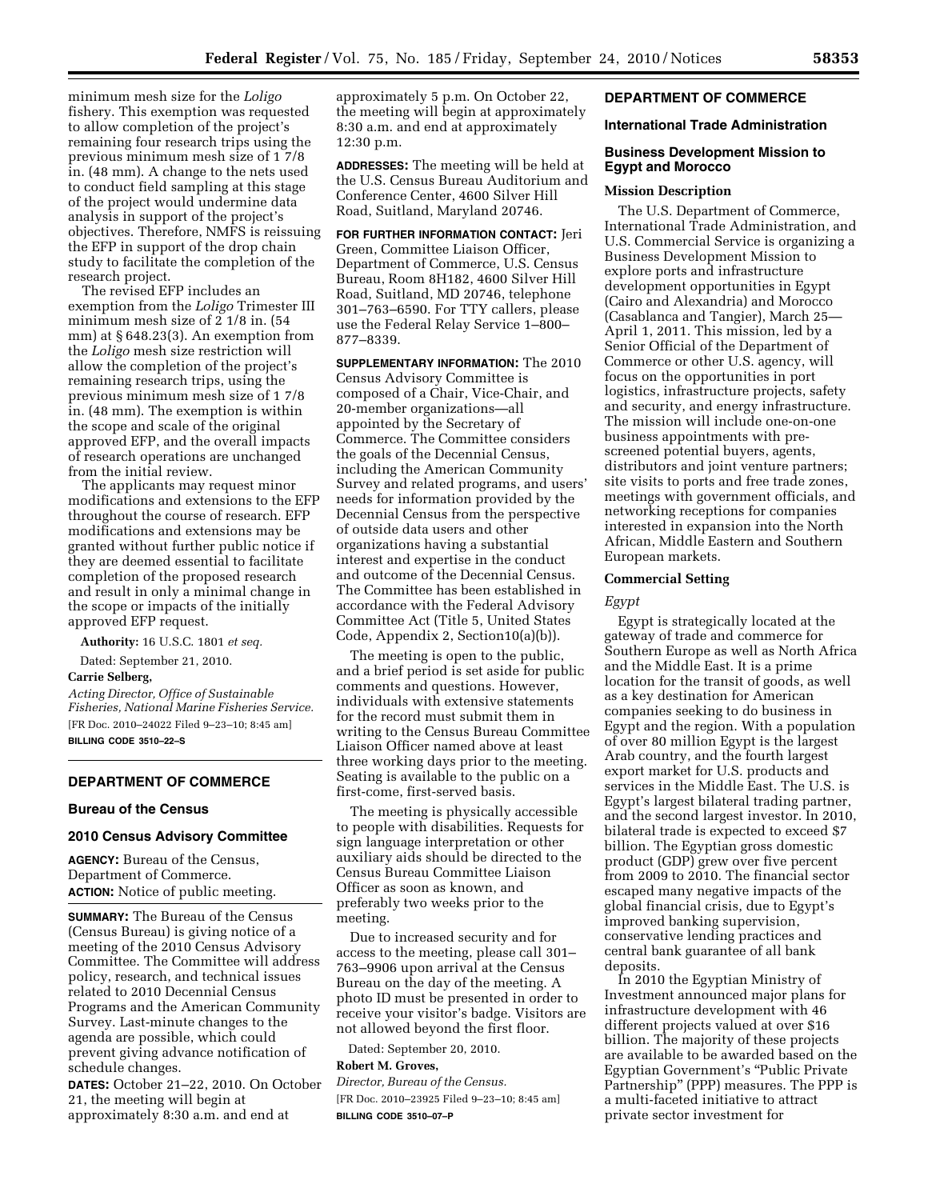minimum mesh size for the *Loligo* fishery. This exemption was requested to allow completion of the project's remaining four research trips using the previous minimum mesh size of 1 7/8 in. (48 mm). A change to the nets used to conduct field sampling at this stage of the project would undermine data analysis in support of the project's objectives. Therefore, NMFS is reissuing the EFP in support of the drop chain study to facilitate the completion of the research project.

The revised EFP includes an exemption from the *Loligo* Trimester III minimum mesh size of 2 1/8 in. (54 mm) at § 648.23(3). An exemption from the *Loligo* mesh size restriction will allow the completion of the project's remaining research trips, using the previous minimum mesh size of 1 7/8 in. (48 mm). The exemption is within the scope and scale of the original approved EFP, and the overall impacts of research operations are unchanged from the initial review.

The applicants may request minor modifications and extensions to the EFP throughout the course of research. EFP modifications and extensions may be granted without further public notice if they are deemed essential to facilitate completion of the proposed research and result in only a minimal change in the scope or impacts of the initially approved EFP request.

**Authority:** 16 U.S.C. 1801 *et seq.*

Dated: September 21, 2010.

**Carrie Selberg,**

*Acting Director, Office of Sustainable Fisheries, National Marine Fisheries Service.*

[FR Doc. 2010–24022 Filed 9–23–10; 8:45 am]

**BILLING CODE 3510–22–S**

## DEPARTMENT OF COMMERCE

### Bureau of the Census

### 2010 Census Advisory Committee

**AGENCY:** Bureau of the Census, Department of Commerce.

**ACTION:** Notice of public meeting.

**SUMMARY:** The Bureau of the Census (Census Bureau) is giving notice of a meeting of the 2010 Census Advisory Committee. The Committee will address policy, research, and technical issues related to 2010 Decennial Census Programs and the American Community Survey. Last-minute changes to the agenda are possible, which could prevent giving advance notification of schedule changes.

**DATES:** October 21–22, 2010. On October 21, the meeting will begin at approximately 8:30 a.m. and end at approximately 5 p.m. On October 22, the meeting will begin at approximately 8:30 a.m. and end at approximately 12:30 p.m.

**ADDRESSES:** The meeting will be held at the U.S. Census Bureau Auditorium and Conference Center, 4600 Silver Hill Road, Suitland, Maryland 20746.

**FOR FURTHER INFORMATION CONTACT:** Jeri Green, Committee Liaison Officer, Department of Commerce, U.S. Census Bureau, Room 8H182, 4600 Silver Hill Road, Suitland, MD 20746, telephone 301–763–6590. For TTY callers, please use the Federal Relay Service 1–800–877–8339.

**SUPPLEMENTARY INFORMATION:** The 2010 Census Advisory Committee is composed of a Chair, Vice-Chair, and 20-member organizations—all appointed by the Secretary of Commerce. The Committee considers the goals of the Decennial Census, including the American Community Survey and related programs, and users' needs for information provided by the Decennial Census from the perspective of outside data users and other organizations having a substantial interest and expertise in the conduct and outcome of the Decennial Census. The Committee has been established in accordance with the Federal Advisory Committee Act (Title 5, United States Code, Appendix 2, Section10(a)(b)).

The meeting is open to the public, and a brief period is set aside for public comments and questions. However, individuals with extensive statements for the record must submit them in writing to the Census Bureau Committee Liaison Officer named above at least three working days prior to the meeting. Seating is available to the public on a first-come, first-served basis.

The meeting is physically accessible to people with disabilities. Requests for sign language interpretation or other auxiliary aids should be directed to the Census Bureau Committee Liaison Officer as soon as known, and preferably two weeks prior to the meeting.

Due to increased security and for access to the meeting, please call 301–763–9906 upon arrival at the Census Bureau on the day of the meeting. A photo ID must be presented in order to receive your visitor's badge. Visitors are not allowed beyond the first floor.

Dated: September 20, 2010.

**Robert M. Groves,**

*Director, Bureau of the Census.*

[FR Doc. 2010–23925 Filed 9–23–10; 8:45 am]

**BILLING CODE 3510–07–P**

## DEPARTMENT OF COMMERCE

### International Trade Administration

### Business Development Mission to Egypt and Morocco

#### Mission Description

The U.S. Department of Commerce, International Trade Administration, and U.S. Commercial Service is organizing a Business Development Mission to explore ports and infrastructure development opportunities in Egypt (Cairo and Alexandria) and Morocco (Casablanca and Tangier), March 25—April 1, 2011. This mission, led by a Senior Official of the Department of Commerce or other U.S. agency, will focus on the opportunities in port logistics, infrastructure projects, safety and security, and energy infrastructure. The mission will include one-on-one business appointments with pre-screened potential buyers, agents, distributors and joint venture partners; site visits to ports and free trade zones, meetings with government officials, and networking receptions for companies interested in expansion into the North African, Middle Eastern and Southern European markets.

#### Commercial Setting

*Egypt*

Egypt is strategically located at the gateway of trade and commerce for Southern Europe as well as North Africa and the Middle East. It is a prime location for the transit of goods, as well as a key destination for American companies seeking to do business in Egypt and the region. With a population of over 80 million Egypt is the largest Arab country, and the fourth largest export market for U.S. products and services in the Middle East. The U.S. is Egypt's largest bilateral trading partner, and the second largest investor. In 2010, bilateral trade is expected to exceed $7 billion. The Egyptian gross domestic product (GDP) grew over five percent from 2009 to 2010. The financial sector escaped many negative impacts of the global financial crisis, due to Egypt's improved banking supervision, conservative lending practices and central bank guarantee of all bank deposits.

In 2010 the Egyptian Ministry of Investment announced major plans for infrastructure development with 46 different projects valued at over $16 billion. The majority of these projects are available to be awarded based on the Egyptian Government's "Public Private Partnership" (PPP) measures. The PPP is a multi-faceted initiative to attract private sector investment for